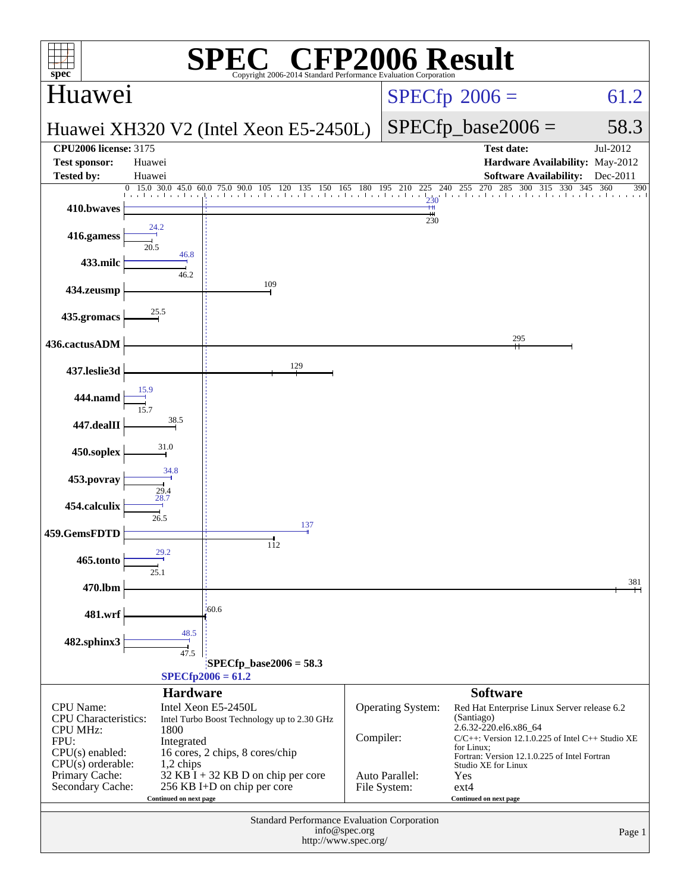# SPEC CFP2006 Result

Copyright 2006-2014 Standard Performance Evaluation Corporation

## Huawei

**Huawei XH320 V2 (Intel Xeon E5-2450L)**

SPECfp 2006 = 61.2

SPECfp_base2006 = 58.3

| | | | |
|---|---|---|---|
| **CPU2006 license:** 3175 | | **Test date:** | Jul-2012 |
| **Test sponsor:** | Huawei | **Hardware Availability:** | May-2012 |
| **Tested by:** | Huawei | **Software Availability:** | Dec-2011 |

| Benchmark | Peak | Base |
|---|---|---|
| 410.bwaves | 230 | 230 |
| 416.gamess | 24.2 | 20.5 |
| 433.milc | 46.8 | 46.2 |
| 434.zeusmp | | 109 |
| 435.gromacs | | 25.5 |
| 436.cactusADM | | 295 |
| 437.leslie3d | | 129 |
| 444.namd | 15.9 | 15.7 |
| 447.dealII | | 38.5 |
| 450.soplex | | 31.0 |
| 453.povray | 34.8 | 29.4 |
| 454.calculix | 28.7 | 26.5 |
| 459.GemsFDTD | 137 | 112 |
| 465.tonto | 29.2 | 25.1 |
| 470.lbm | | 381 |
| 481.wrf | | 60.6 |
| 482.sphinx3 | 48.5 | 47.5 |

SPECfp_base2006 = 58.3

SPECfp2006 = 61.2

## Hardware

| | |
|---|---|
| CPU Name: | Intel Xeon E5-2450L |
| CPU Characteristics: | Intel Turbo Boost Technology up to 2.30 GHz |
| CPU MHz: | 1800 |
| FPU: | Integrated |
| CPU(s) enabled: | 16 cores, 2 chips, 8 cores/chip |
| CPU(s) orderable: | 1,2 chips |
| Primary Cache: | 32 KB I + 32 KB D on chip per core |
| Secondary Cache: | 256 KB I+D on chip per core |

Continued on next page

## Software

| | |
|---|---|
| Operating System: | Red Hat Enterprise Linux Server release 6.2 (Santiago) 2.6.32-220.el6.x86_64 |
| Compiler: | C/C++: Version 12.1.0.225 of Intel C++ Studio XE for Linux; Fortran: Version 12.1.0.225 of Intel Fortran Studio XE for Linux |
| Auto Parallel: | Yes |
| File System: | ext4 |

Continued on next page

Standard Performance Evaluation Corporation
info@spec.org
http://www.spec.org/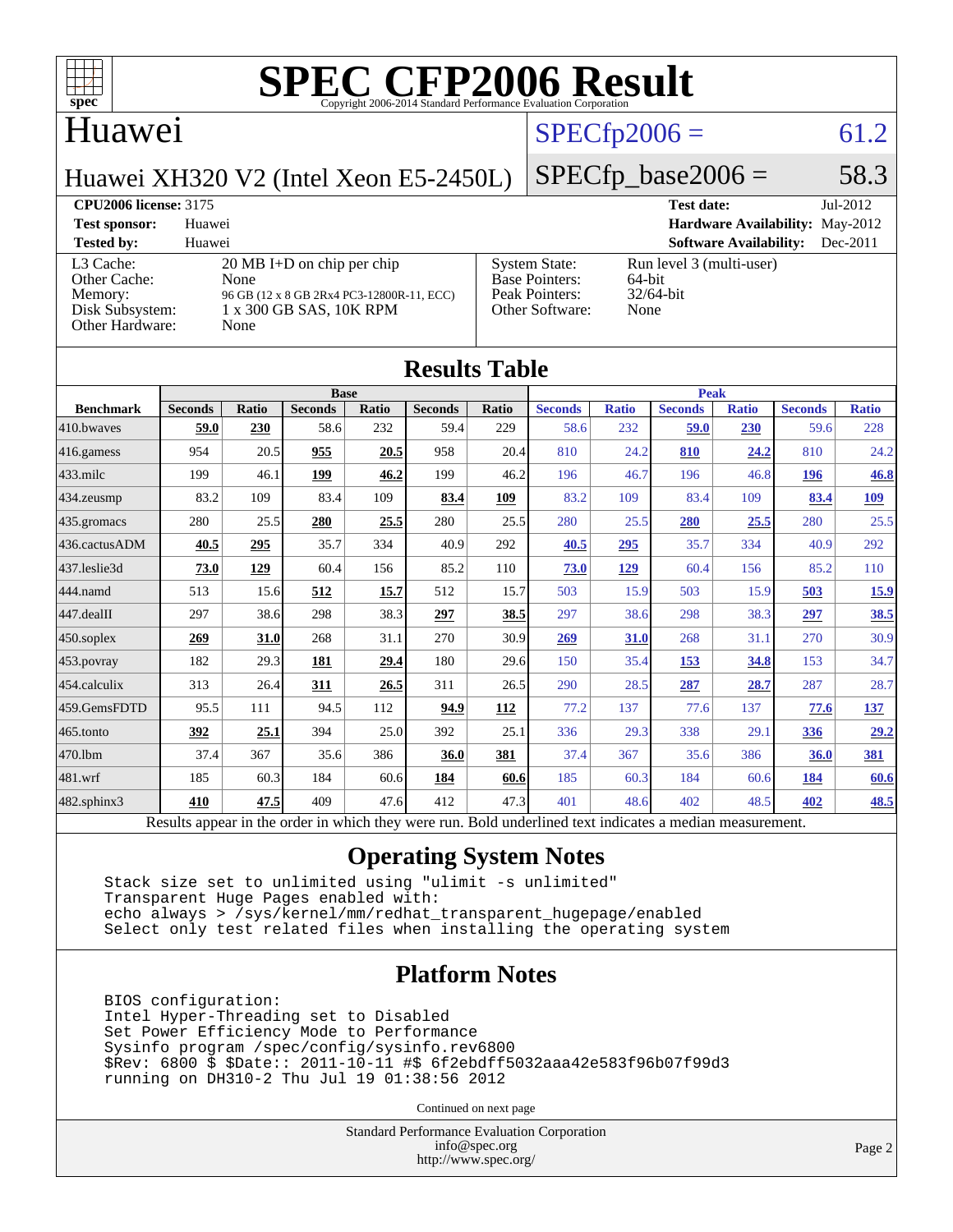# SPEC CFP2006 Result

Copyright 2006-2014 Standard Performance Evaluation Corporation

## Huawei

**Huawei XH320 V2 (Intel Xeon E5-2450L)**

SPECfp2006 = 61.2

SPECfp_base2006 = 58.3

| | | | |
|---|---|---|---|
| **CPU2006 license:** 3175 | | **Test date:** | Jul-2012 |
| **Test sponsor:** | Huawei | **Hardware Availability:** | May-2012 |
| **Tested by:** | Huawei | **Software Availability:** | Dec-2011 |

| | | | |
|---|---|---|---|
| L3 Cache: | 20 MB I+D on chip per chip | System State: | Run level 3 (multi-user) |
| Other Cache: | None | Base Pointers: | 64-bit |
| Memory: | 96 GB (12 x 8 GB 2Rx4 PC3-12800R-11, ECC) | Peak Pointers: | 32/64-bit |
| Disk Subsystem: | 1 x 300 GB SAS, 10K RPM | Other Software: | None |
| Other Hardware: | None | | |

## Results Table

| | Base | | | | | | Peak | | | | | |
|---|---|---|---|---|---|---|---|---|---|---|---|---|
| **Benchmark** | **Seconds** | **Ratio** | **Seconds** | **Ratio** | **Seconds** | **Ratio** | **Seconds** | **Ratio** | **Seconds** | **Ratio** | **Seconds** | **Ratio** |
| 410.bwaves | **59.0** | **230** | 58.6 | 232 | 59.4 | 229 | 58.6 | 232 | **59.0** | **230** | 59.6 | 228 |
| 416.gamess | 954 | 20.5 | **955** | **20.5** | 958 | 20.4 | 810 | 24.2 | **810** | **24.2** | 810 | 24.2 |
| 433.milc | 199 | 46.1 | **199** | **46.2** | 199 | 46.2 | 196 | 46.7 | 196 | 46.8 | **196** | **46.8** |
| 434.zeusmp | 83.2 | 109 | 83.4 | 109 | **83.4** | **109** | 83.2 | 109 | 83.4 | 109 | **83.4** | **109** |
| 435.gromacs | 280 | 25.5 | **280** | **25.5** | 280 | 25.5 | 280 | 25.5 | **280** | **25.5** | 280 | 25.5 |
| 436.cactusADM | **40.5** | **295** | 35.7 | 334 | 40.9 | 292 | **40.5** | **295** | 35.7 | 334 | 40.9 | 292 |
| 437.leslie3d | **73.0** | **129** | 60.4 | 156 | 85.2 | 110 | **73.0** | **129** | 60.4 | 156 | 85.2 | 110 |
| 444.namd | 513 | 15.6 | **512** | **15.7** | 512 | 15.7 | 503 | 15.9 | 503 | 15.9 | **503** | **15.9** |
| 447.dealII | 297 | 38.6 | 298 | 38.3 | **297** | **38.5** | 297 | 38.6 | 298 | 38.3 | **297** | **38.5** |
| 450.soplex | **269** | **31.0** | 268 | 31.1 | 270 | 30.9 | **269** | **31.0** | 268 | 31.1 | 270 | 30.9 |
| 453.povray | 182 | 29.3 | **181** | **29.4** | 180 | 29.6 | 150 | 35.4 | **153** | **34.8** | 153 | 34.7 |
| 454.calculix | 313 | 26.4 | **311** | **26.5** | 311 | 26.5 | 290 | 28.5 | **287** | **28.7** | 287 | 28.7 |
| 459.GemsFDTD | 95.5 | 111 | 94.5 | 112 | **94.9** | **112** | 77.2 | 137 | 77.6 | 137 | **77.6** | **137** |
| 465.tonto | **392** | **25.1** | 394 | 25.0 | 392 | 25.1 | 336 | 29.3 | 338 | 29.1 | **336** | **29.2** |
| 470.lbm | 37.4 | 367 | 35.6 | 386 | **36.0** | **381** | 37.4 | 367 | 35.6 | 386 | **36.0** | **381** |
| 481.wrf | 185 | 60.3 | 184 | 60.6 | **184** | **60.6** | 185 | 60.3 | 184 | 60.6 | **184** | **60.6** |
| 482.sphinx3 | **410** | **47.5** | 409 | 47.6 | 412 | 47.3 | 401 | 48.6 | 402 | 48.5 | **402** | **48.5** |

Results appear in the order in which they were run. Bold underlined text indicates a median measurement.

## Operating System Notes

```
Stack size set to unlimited using "ulimit -s unlimited"
Transparent Huge Pages enabled with:
echo always > /sys/kernel/mm/redhat_transparent_hugepage/enabled
Select only test related files when installing the operating system
```

## Platform Notes

```
BIOS configuration:
Intel Hyper-Threading set to Disabled
Set Power Efficiency Mode to Performance
Sysinfo program /spec/config/sysinfo.rev6800
$Rev: 6800 $ $Date:: 2011-10-11 #$ 6f2ebdff5032aaa42e583f96b07f99d3
running on DH310-2 Thu Jul 19 01:38:56 2012
```

Continued on next page

Standard Performance Evaluation Corporation
info@spec.org
http://www.spec.org/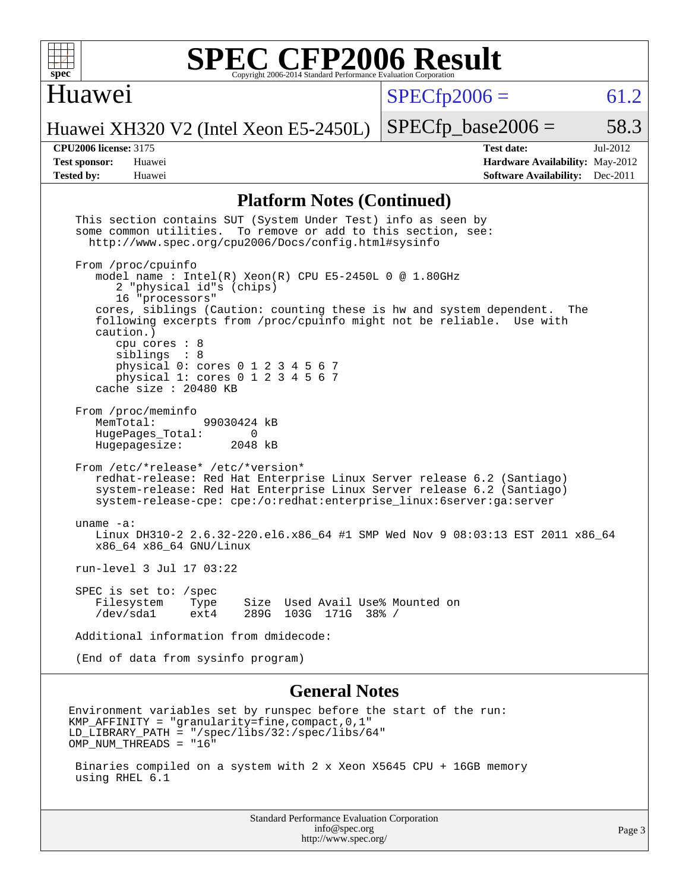# SPEC CFP2006 Result

Copyright 2006-2014 Standard Performance Evaluation Corporation

## Huawei

Huawei XH320 V2 (Intel Xeon E5-2450L)

SPECfp2006 = 61.2

SPECfp_base2006 = 58.3

**CPU2006 license:** 3175
**Test sponsor:** Huawei
**Tested by:** Huawei

**Test date:** Jul-2012
**Hardware Availability:** May-2012
**Software Availability:** Dec-2011

## Platform Notes (Continued)

```
This section contains SUT (System Under Test) info as seen by
some common utilities.  To remove or add to this section, see:
  http://www.spec.org/cpu2006/Docs/config.html#sysinfo

From /proc/cpuinfo
   model name : Intel(R) Xeon(R) CPU E5-2450L 0 @ 1.80GHz
      2 "physical id"s (chips)
      16 "processors"
   cores, siblings (Caution: counting these is hw and system dependent.  The
   following excerpts from /proc/cpuinfo might not be reliable.  Use with
   caution.)
      cpu cores : 8
      siblings  : 8
      physical 0: cores 0 1 2 3 4 5 6 7
      physical 1: cores 0 1 2 3 4 5 6 7
   cache size : 20480 KB

From /proc/meminfo
   MemTotal:       99030424 kB
   HugePages_Total:       0
   Hugepagesize:       2048 kB

From /etc/*release* /etc/*version*
   redhat-release: Red Hat Enterprise Linux Server release 6.2 (Santiago)
   system-release: Red Hat Enterprise Linux Server release 6.2 (Santiago)
   system-release-cpe: cpe:/o:redhat:enterprise_linux:6server:ga:server

uname -a:
   Linux DH310-2 2.6.32-220.el6.x86_64 #1 SMP Wed Nov 9 08:03:13 EST 2011 x86_64
   x86_64 x86_64 GNU/Linux

run-level 3 Jul 17 03:22

SPEC is set to: /spec
   Filesystem    Type    Size  Used Avail Use% Mounted on
   /dev/sda1     ext4    289G  103G  171G  38% /

Additional information from dmidecode:

(End of data from sysinfo program)
```

## General Notes

```
Environment variables set by runspec before the start of the run:
KMP_AFFINITY = "granularity=fine,compact,0,1"
LD_LIBRARY_PATH = "/spec/libs/32:/spec/libs/64"
OMP_NUM_THREADS = "16"

 Binaries compiled on a system with 2 x Xeon X5645 CPU + 16GB memory
 using RHEL 6.1
```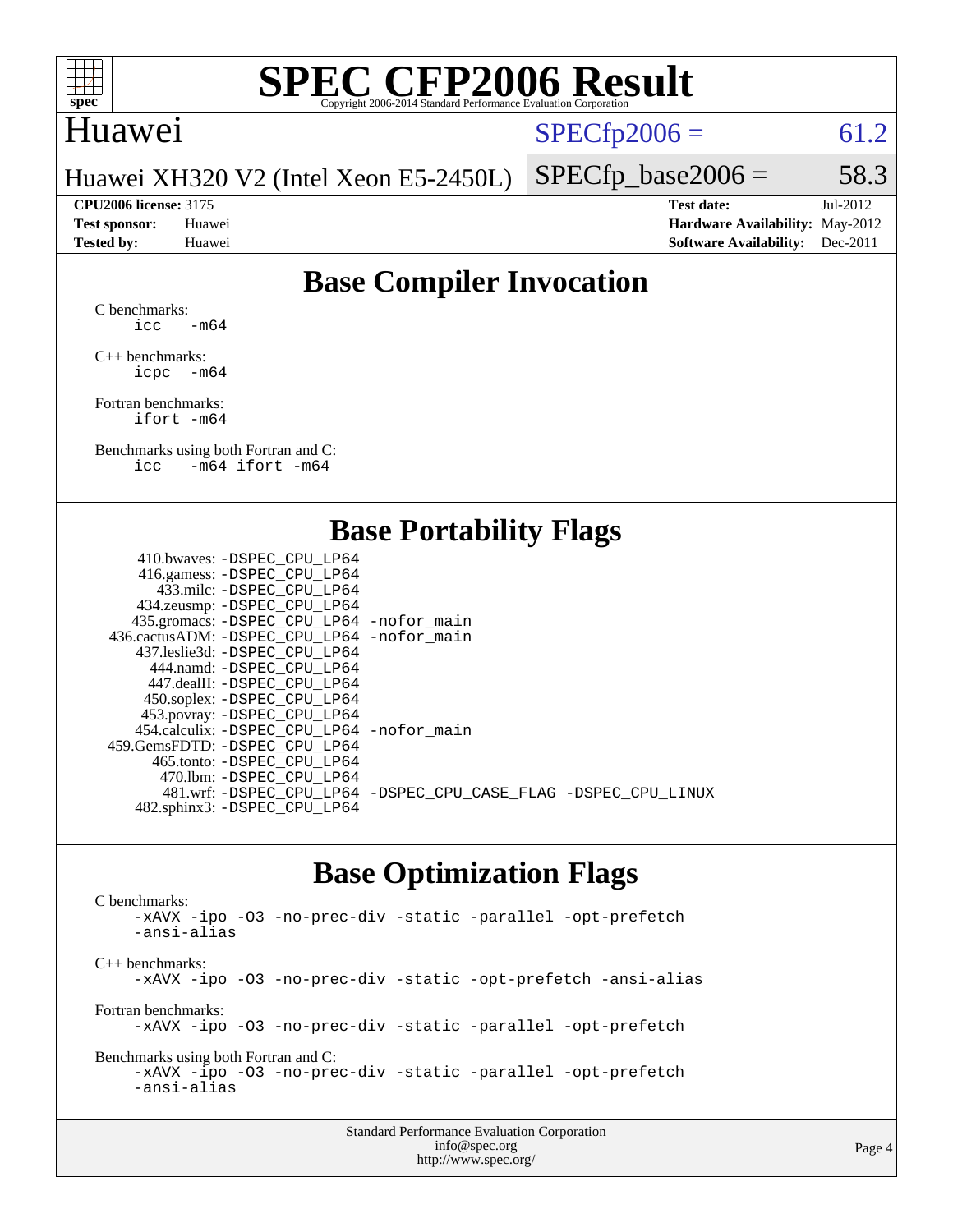# SPEC CFP2006 Result

Copyright 2006-2014 Standard Performance Evaluation Corporation

## Huawei

Huawei XH320 V2 (Intel Xeon E5-2450L)

SPECfp2006 = 61.2

SPECfp_base2006 = 58.3

**CPU2006 license:** 3175
**Test sponsor:** Huawei
**Tested by:** Huawei

**Test date:** Jul-2012
**Hardware Availability:** May-2012
**Software Availability:** Dec-2011

## Base Compiler Invocation

C benchmarks:
```
icc   -m64
```

C++ benchmarks:
```
icpc  -m64
```

Fortran benchmarks:
```
ifort -m64
```

Benchmarks using both Fortran and C:
```
icc   -m64 ifort -m64
```

## Base Portability Flags

```
   410.bwaves: -DSPEC_CPU_LP64
   416.gamess: -DSPEC_CPU_LP64
     433.milc: -DSPEC_CPU_LP64
   434.zeusmp: -DSPEC_CPU_LP64
  435.gromacs: -DSPEC_CPU_LP64 -nofor_main
436.cactusADM: -DSPEC_CPU_LP64 -nofor_main
  437.leslie3d: -DSPEC_CPU_LP64
     444.namd: -DSPEC_CPU_LP64
   447.dealII: -DSPEC_CPU_LP64
   450.soplex: -DSPEC_CPU_LP64
   453.povray: -DSPEC_CPU_LP64
 454.calculix: -DSPEC_CPU_LP64 -nofor_main
459.GemsFDTD: -DSPEC_CPU_LP64
    465.tonto: -DSPEC_CPU_LP64
      470.lbm: -DSPEC_CPU_LP64
      481.wrf: -DSPEC_CPU_LP64 -DSPEC_CPU_CASE_FLAG -DSPEC_CPU_LINUX
  482.sphinx3: -DSPEC_CPU_LP64
```

## Base Optimization Flags

C benchmarks:
```
-xAVX -ipo -O3 -no-prec-div -static -parallel -opt-prefetch
-ansi-alias
```

C++ benchmarks:
```
-xAVX -ipo -O3 -no-prec-div -static -opt-prefetch -ansi-alias
```

Fortran benchmarks:
```
-xAVX -ipo -O3 -no-prec-div -static -parallel -opt-prefetch
```

Benchmarks using both Fortran and C:
```
-xAVX -ipo -O3 -no-prec-div -static -parallel -opt-prefetch
-ansi-alias
```

Standard Performance Evaluation Corporation
info@spec.org
http://www.spec.org/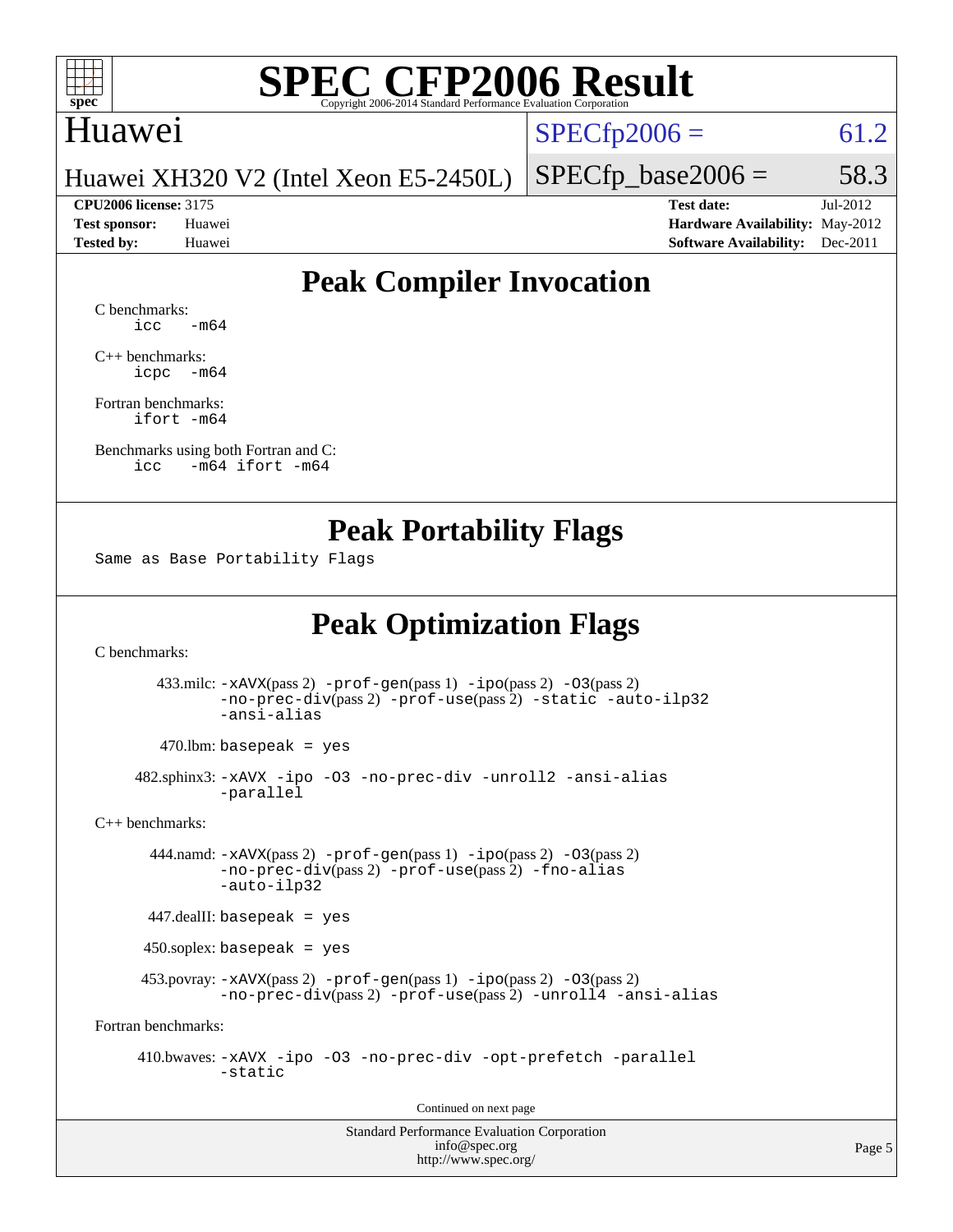# SPEC CFP2006 Result

Copyright 2006-2014 Standard Performance Evaluation Corporation

## Huawei

Huawei XH320 V2 (Intel Xeon E5-2450L)

SPECfp2006 = 61.2

SPECfp_base2006 = 58.3

**CPU2006 license:** 3175
**Test sponsor:** Huawei
**Tested by:** Huawei

**Test date:** Jul-2012
**Hardware Availability:** May-2012
**Software Availability:** Dec-2011

## Peak Compiler Invocation

C benchmarks:
```
icc   -m64
```

C++ benchmarks:
```
icpc  -m64
```

Fortran benchmarks:
```
ifort -m64
```

Benchmarks using both Fortran and C:
```
icc   -m64 ifort -m64
```

## Peak Portability Flags

Same as Base Portability Flags

## Peak Optimization Flags

C benchmarks:

433.milc: -xAVX(pass 2) -prof-gen(pass 1) -ipo(pass 2) -O3(pass 2) -no-prec-div(pass 2) -prof-use(pass 2) -static -auto-ilp32 -ansi-alias

470.lbm: basepeak = yes

482.sphinx3: -xAVX -ipo -O3 -no-prec-div -unroll2 -ansi-alias -parallel

C++ benchmarks:

444.namd: -xAVX(pass 2) -prof-gen(pass 1) -ipo(pass 2) -O3(pass 2) -no-prec-div(pass 2) -prof-use(pass 2) -fno-alias -auto-ilp32

447.dealII: basepeak = yes

450.soplex: basepeak = yes

453.povray: -xAVX(pass 2) -prof-gen(pass 1) -ipo(pass 2) -O3(pass 2) -no-prec-div(pass 2) -prof-use(pass 2) -unroll4 -ansi-alias

Fortran benchmarks:

410.bwaves: -xAVX -ipo -O3 -no-prec-div -opt-prefetch -parallel -static

Continued on next page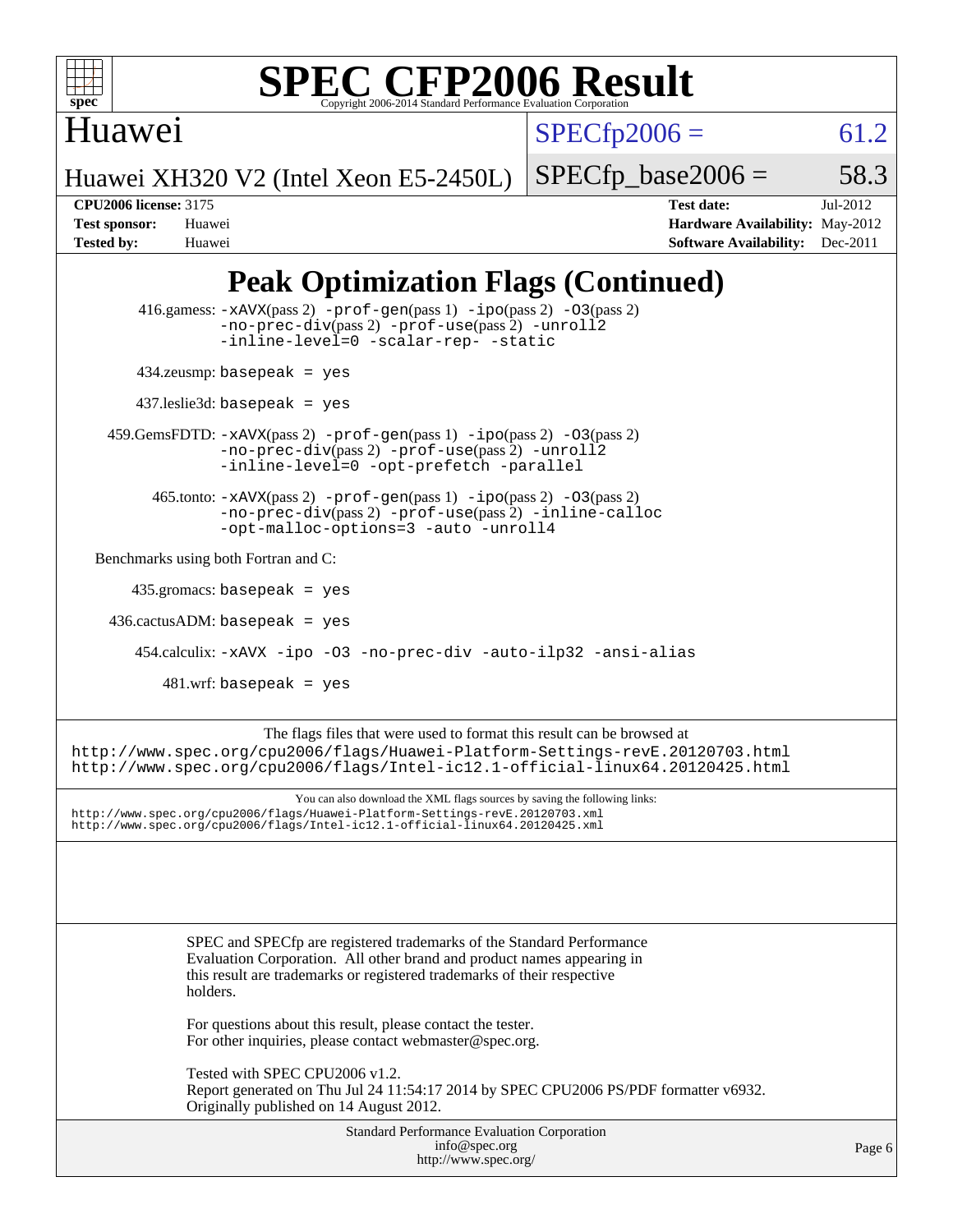# Peak Optimization Flags (Continued)

416.gamess: -xAVX(pass 2) -prof-gen(pass 1) -ipo(pass 2) -O3(pass 2) -no-prec-div(pass 2) -prof-use(pass 2) -unroll2 -inline-level=0 -scalar-rep- -static

434.zeusmp: basepeak = yes

437.leslie3d: basepeak = yes

459.GemsFDTD: -xAVX(pass 2) -prof-gen(pass 1) -ipo(pass 2) -O3(pass 2) -no-prec-div(pass 2) -prof-use(pass 2) -unroll2 -inline-level=0 -opt-prefetch -parallel

465.tonto: -xAVX(pass 2) -prof-gen(pass 1) -ipo(pass 2) -O3(pass 2) -no-prec-div(pass 2) -prof-use(pass 2) -inline-calloc -opt-malloc-options=3 -auto -unroll4

Benchmarks using both Fortran and C:

435.gromacs: basepeak = yes

436.cactusADM: basepeak = yes

454.calculix: -xAVX -ipo -O3 -no-prec-div -auto-ilp32 -ansi-alias

481.wrf: basepeak = yes

The flags files that were used to format this result can be browsed at
http://www.spec.org/cpu2006/flags/Huawei-Platform-Settings-revE.20120703.html
http://www.spec.org/cpu2006/flags/Intel-ic12.1-official-linux64.20120425.html

You can also download the XML flags sources by saving the following links:
http://www.spec.org/cpu2006/flags/Huawei-Platform-Settings-revE.20120703.xml
http://www.spec.org/cpu2006/flags/Intel-ic12.1-official-linux64.20120425.xml

SPEC and SPECfp are registered trademarks of the Standard Performance Evaluation Corporation. All other brand and product names appearing in this result are trademarks or registered trademarks of their respective holders.

For questions about this result, please contact the tester.
For other inquiries, please contact webmaster@spec.org.

Tested with SPEC CPU2006 v1.2.
Report generated on Thu Jul 24 11:54:17 2014 by SPEC CPU2006 PS/PDF formatter v6932.
Originally published on 14 August 2012.